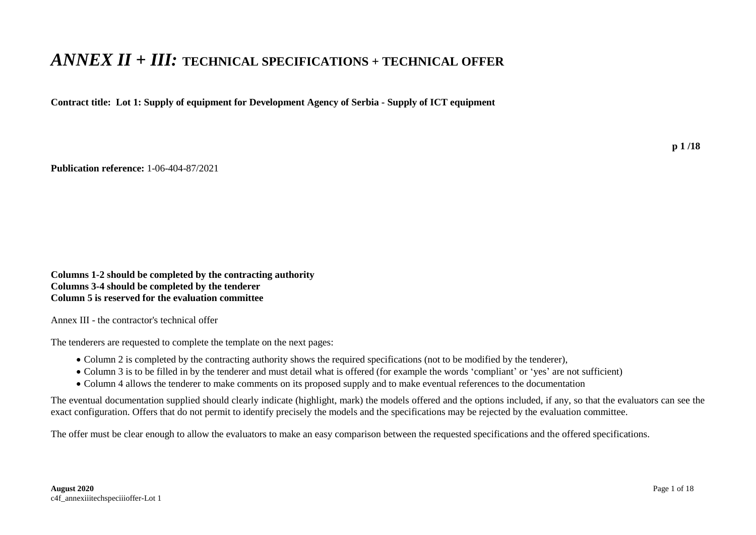# *ANNEX II + III:* TECHNICAL SPECIFICATIONS + TECHNICAL OFFER

**Contract title: Lot 1: Supply of equipment for Development Agency of Serbia - Supply of ICT equipment**

**p 1 /18**

**Publication reference:** 1-06-404-87/2021

**Columns 1-2 should be completed by the contracting authority**
**Columns 3-4 should be completed by the tenderer**
**Column 5 is reserved for the evaluation committee**

Annex III - the contractor's technical offer

The tenderers are requested to complete the template on the next pages:

- Column 2 is completed by the contracting authority shows the required specifications (not to be modified by the tenderer),
- Column 3 is to be filled in by the tenderer and must detail what is offered (for example the words 'compliant' or 'yes' are not sufficient)
- Column 4 allows the tenderer to make comments on its proposed supply and to make eventual references to the documentation

The eventual documentation supplied should clearly indicate (highlight, mark) the models offered and the options included, if any, so that the evaluators can see the exact configuration. Offers that do not permit to identify precisely the models and the specifications may be rejected by the evaluation committee.

The offer must be clear enough to allow the evaluators to make an easy comparison between the requested specifications and the offered specifications.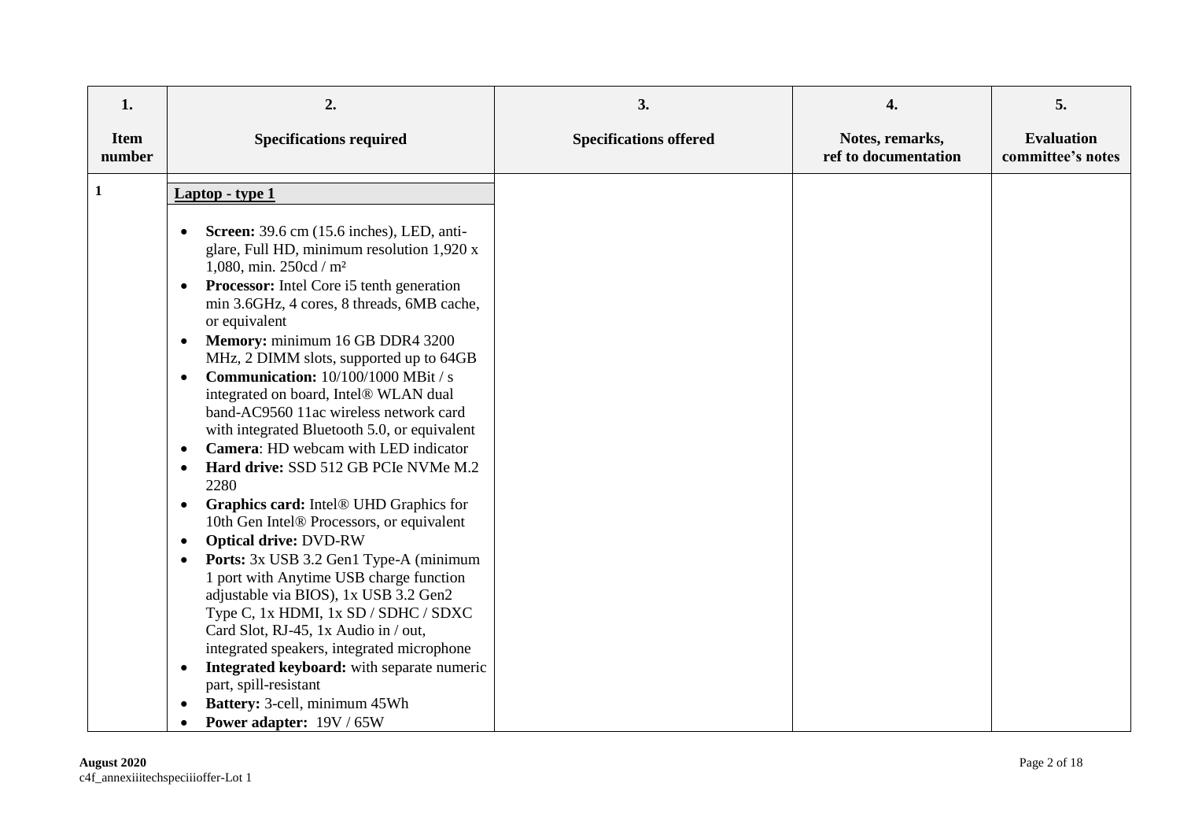| 1.<br>Item number | 2.<br>Specifications required | 3.<br>Specifications offered | 4.<br>Notes, remarks, ref to documentation | 5.<br>Evaluation committee's notes |
|---|---|---|---|---|
| 1 | **Laptop - type 1**<br>• **Screen:** 39.6 cm (15.6 inches), LED, anti-glare, Full HD, minimum resolution 1,920 x 1,080, min. 250cd / m²<br>• **Processor:** Intel Core i5 tenth generation min 3.6GHz, 4 cores, 8 threads, 6MB cache, or equivalent<br>• **Memory:** minimum 16 GB DDR4 3200 MHz, 2 DIMM slots, supported up to 64GB<br>• **Communication:** 10/100/1000 MBit / s integrated on board, Intel® WLAN dual band-AC9560 11ac wireless network card with integrated Bluetooth 5.0, or equivalent<br>• **Camera**: HD webcam with LED indicator<br>• **Hard drive:** SSD 512 GB PCIe NVMe M.2 2280<br>• **Graphics card:** Intel® UHD Graphics for 10th Gen Intel® Processors, or equivalent<br>• **Optical drive:** DVD-RW<br>• **Ports:** 3x USB 3.2 Gen1 Type-A (minimum 1 port with Anytime USB charge function adjustable via BIOS), 1x USB 3.2 Gen2 Type C, 1x HDMI, 1x SD / SDHC / SDXC Card Slot, RJ-45, 1x Audio in / out, integrated speakers, integrated microphone<br>• **Integrated keyboard:** with separate numeric part, spill-resistant<br>• **Battery:** 3-cell, minimum 45Wh<br>• **Power adapter:** 19V / 65W | | | |

**August 2020**
c4f_annexiiitechspeciiioffer-Lot 1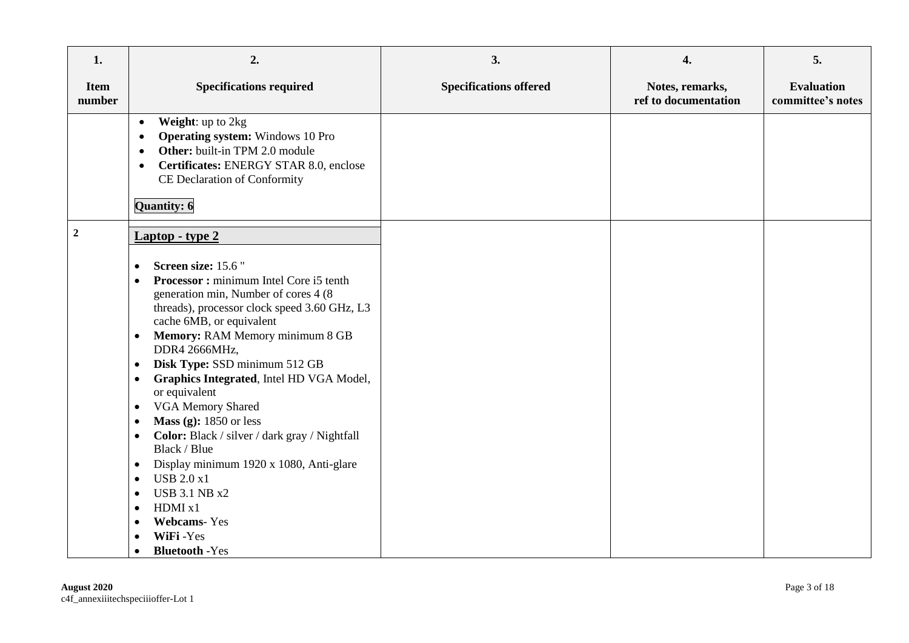| 1.<br><br>Item number | 2.<br><br>Specifications required | 3.<br><br>Specifications offered | 4.<br><br>Notes, remarks, ref to documentation | 5.<br><br>Evaluation committee's notes |
|---|---|---|---|---|
| | • **Weight**: up to 2kg<br>• **Operating system:** Windows 10 Pro<br>• **Other:** built-in TPM 2.0 module<br>• **Certificates:** ENERGY STAR 8.0, enclose CE Declaration of Conformity<br><br>**Quantity: 6** | | | |
| **2** | **Laptop - type 2**<br><br>• **Screen size:** 15.6 "<br>• **Processor :** minimum Intel Core i5 tenth generation min, Number of cores 4 (8 threads), processor clock speed 3.60 GHz, L3 cache 6MB, or equivalent<br>• **Memory:** RAM Memory minimum 8 GB DDR4 2666MHz,<br>• **Disk Type:** SSD minimum 512 GB<br>• **Graphics Integrated**, Intel HD VGA Model, or equivalent<br>• VGA Memory Shared<br>• **Mass (g):** 1850 or less<br>• **Color:** Black / silver / dark gray / Nightfall Black / Blue<br>• Display minimum 1920 x 1080, Anti-glare<br>• USB 2.0 x1<br>• USB 3.1 NB x2<br>• HDMI x1<br>• **Webcams**- Yes<br>• **WiFi** -Yes<br>• **Bluetooth** -Yes | | | |

**August 2020**
c4f_annexiiitechspeciiioffer-Lot 1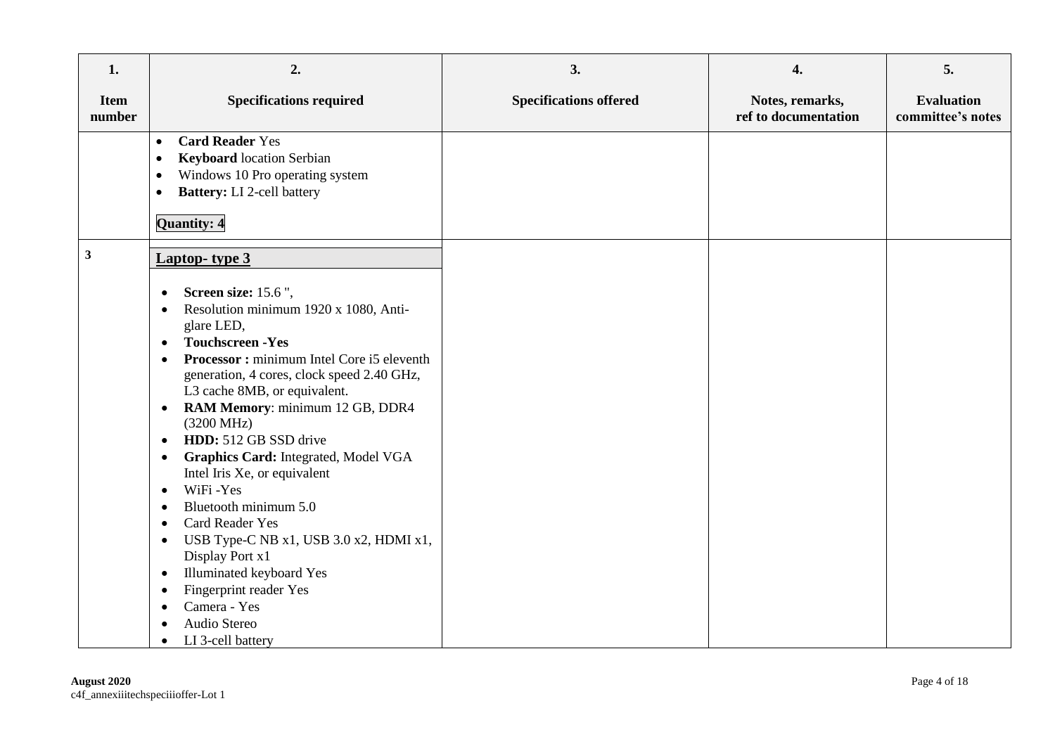| 1.<br>Item number | 2.<br>Specifications required | 3.<br>Specifications offered | 4.<br>Notes, remarks, ref to documentation | 5.<br>Evaluation committee's notes |
|---|---|---|---|---|
| | • **Card Reader** Yes<br>• **Keyboard** location Serbian<br>• Windows 10 Pro operating system<br>• **Battery:** LI 2-cell battery<br><br>**Quantity: 4** | | | |
| 3 | **Laptop- type 3**<br><br>• **Screen size:** 15.6 ",<br>• Resolution minimum 1920 x 1080, Anti-glare LED,<br>• **Touchscreen -Yes**<br>• **Processor :** minimum Intel Core i5 eleventh generation, 4 cores, clock speed 2.40 GHz, L3 cache 8MB, or equivalent.<br>• **RAM Memory**: minimum 12 GB, DDR4 (3200 MHz)<br>• **HDD:** 512 GB SSD drive<br>• **Graphics Card:** Integrated, Model VGA Intel Iris Xe, or equivalent<br>• WiFi -Yes<br>• Bluetooth minimum 5.0<br>• Card Reader Yes<br>• USB Type-C NB x1, USB 3.0 x2, HDMI x1, Display Port x1<br>• Illuminated keyboard Yes<br>• Fingerprint reader Yes<br>• Camera - Yes<br>• Audio Stereo<br>• LI 3-cell battery | | | |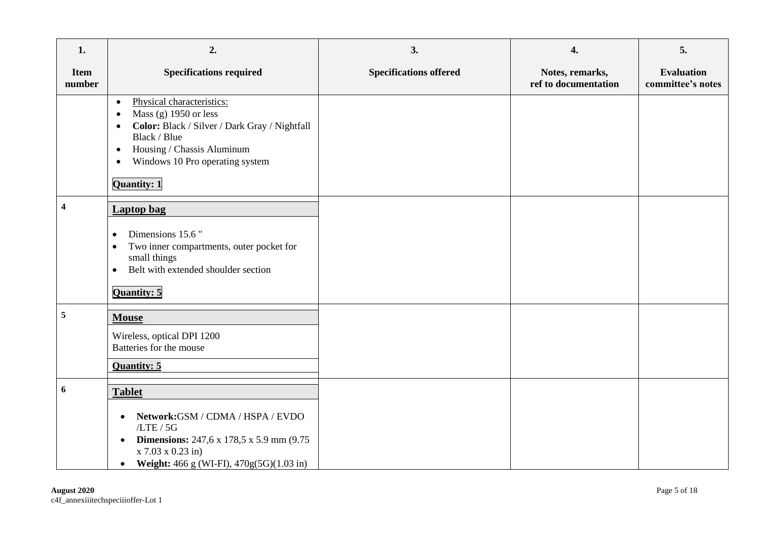| 1.<br>Item number | 2.<br>Specifications required | 3.<br>Specifications offered | 4.<br>Notes, remarks, ref to documentation | 5.<br>Evaluation committee's notes |
|---|---|---|---|---|
| | • Physical characteristics:<br>• Mass (g) 1950 or less<br>• **Color:** Black / Silver / Dark Gray / Nightfall Black / Blue<br>• Housing / Chassis Aluminum<br>• Windows 10 Pro operating system<br><br>**Quantity: 1** | | | |
| **4** | **Laptop bag**<br><br>• Dimensions 15.6 "<br>• Two inner compartments, outer pocket for small things<br>• Belt with extended shoulder section<br><br>**Quantity: 5** | | | |
| **5** | **Mouse**<br><br>Wireless, optical DPI 1200<br>Batteries for the mouse<br><br>**Quantity: 5** | | | |
| **6** | **Tablet**<br><br>• **Network:**GSM / CDMA / HSPA / EVDO /LTE / 5G<br>• **Dimensions:** 247,6 x 178,5 x 5.9 mm (9.75 x 7.03 x 0.23 in)<br>• **Weight:** 466 g (WI-FI), 470g(5G)(1.03 in) | | | |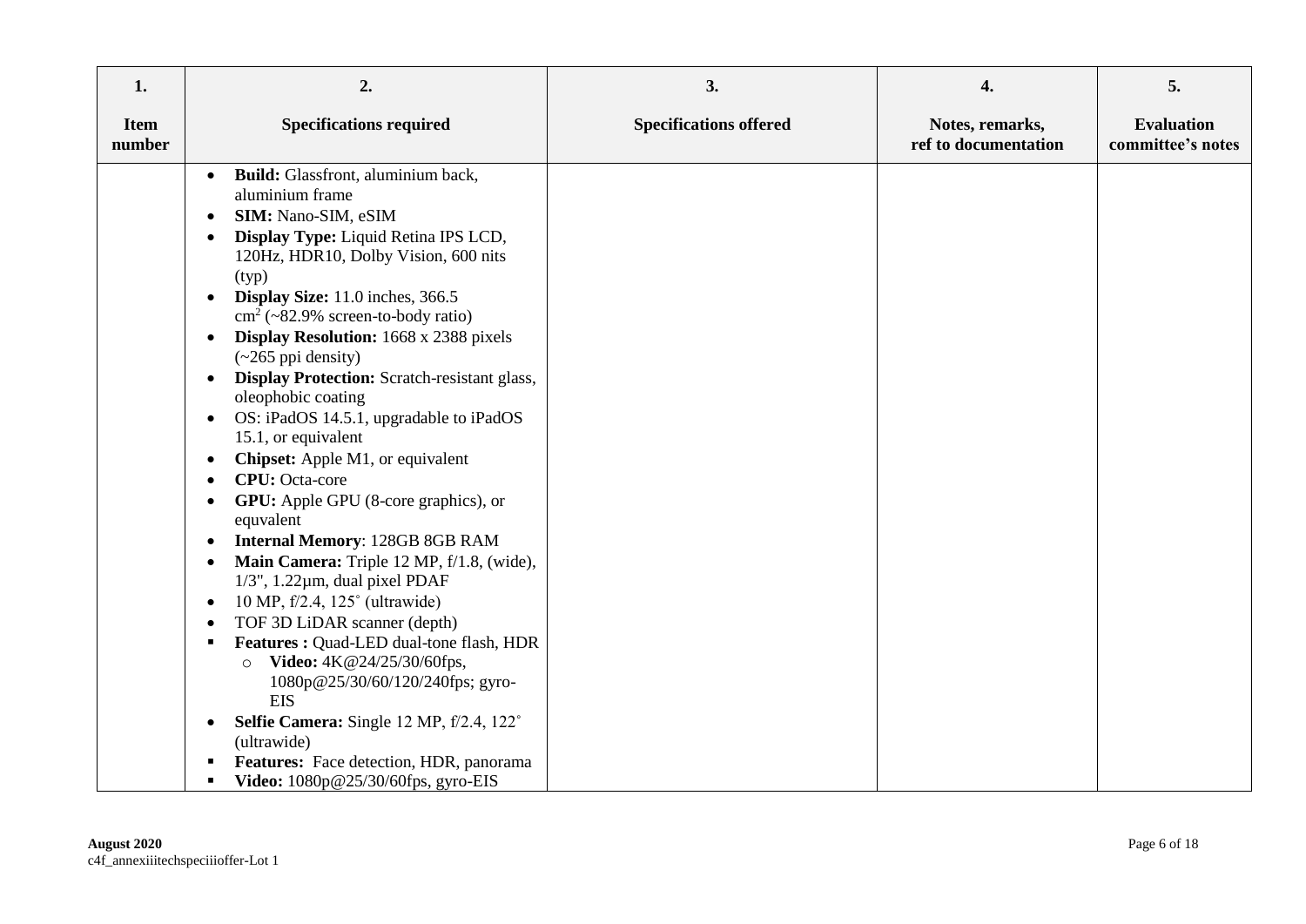| 1. Item number | 2. Specifications required | 3. Specifications offered | 4. Notes, remarks, ref to documentation | 5. Evaluation committee's notes |
|---|---|---|---|---|
| | • **Build:** Glassfront, aluminium back, aluminium frame<br>• **SIM:** Nano-SIM, eSIM<br>• **Display Type:** Liquid Retina IPS LCD, 120Hz, HDR10, Dolby Vision, 600 nits (typ)<br>• **Display Size:** 11.0 inches, 366.5 $cm^2$ (~82.9% screen-to-body ratio)<br>• **Display Resolution:** 1668 x 2388 pixels (~265 ppi density)<br>• **Display Protection:** Scratch-resistant glass, oleophobic coating<br>• OS: iPadOS 14.5.1, upgradable to iPadOS 15.1, or equivalent<br>• **Chipset:** Apple M1, or equivalent<br>• **CPU:** Octa-core<br>• **GPU:** Apple GPU (8-core graphics), or equvalent<br>• **Internal Memory**: 128GB 8GB RAM<br>• **Main Camera:** Triple 12 MP, f/1.8, (wide), 1/3", 1.22µm, dual pixel PDAF<br>• 10 MP, f/2.4, 125˚ (ultrawide)<br>• TOF 3D LiDAR scanner (depth)<br>▪ **Features :** Quad-LED dual-tone flash, HDR<br>&nbsp;&nbsp;&nbsp;&nbsp;o **Video:** 4K@24/25/30/60fps, 1080p@25/30/60/120/240fps; gyro-EIS<br>• **Selfie Camera:** Single 12 MP, f/2.4, 122˚ (ultrawide)<br>▪ **Features:** Face detection, HDR, panorama<br>▪ **Video:** 1080p@25/30/60fps, gyro-EIS | | | |

**August 2020**
c4f_annexiiitechspeciioffer-Lot 1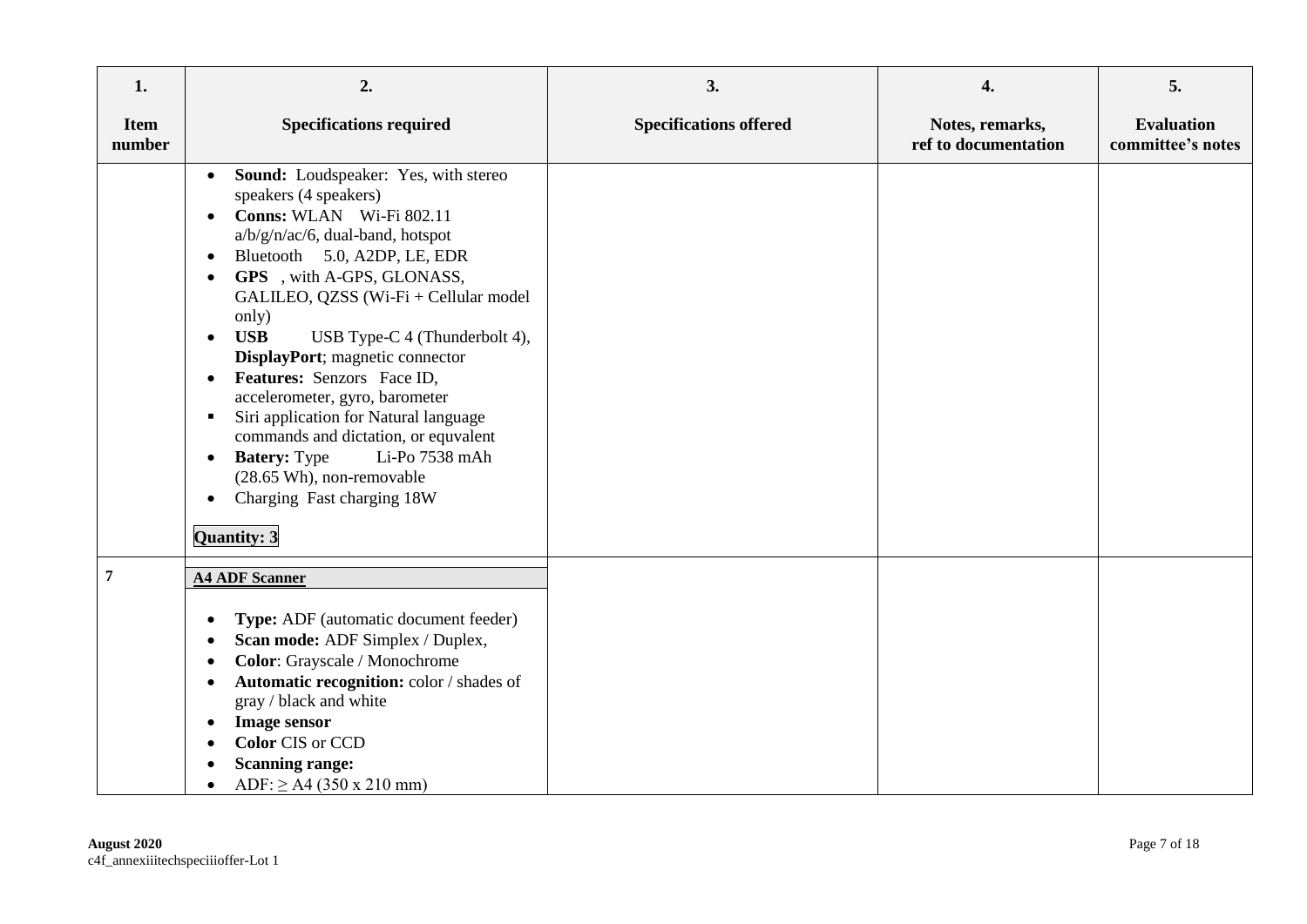| 1. Item number | 2. Specifications required | 3. Specifications offered | 4. Notes, remarks, ref to documentation | 5. Evaluation committee's notes |
|---|---|---|---|---|
| | • **Sound:** Loudspeaker: Yes, with stereo speakers (4 speakers)<br>• **Conns:** WLAN Wi-Fi 802.11 a/b/g/n/ac/6, dual-band, hotspot<br>• Bluetooth 5.0, A2DP, LE, EDR<br>• **GPS** , with A-GPS, GLONASS, GALILEO, QZSS (Wi-Fi + Cellular model only)<br>• **USB** USB Type-C 4 (Thunderbolt 4), **DisplayPort**; magnetic connector<br>• **Features:** Senzors Face ID, accelerometer, gyro, barometer<br>▪ Siri application for Natural language commands and dictation, or equvalent<br>• **Batery:** Type Li-Po 7538 mAh (28.65 Wh), non-removable<br>• Charging Fast charging 18W<br><br>**Quantity: 3** | | | |
| **7** | **A4 ADF Scanner**<br><br>• **Type:** ADF (automatic document feeder)<br>• **Scan mode:** ADF Simplex / Duplex,<br>• **Color**: Grayscale / Monochrome<br>• **Automatic recognition:** color / shades of gray / black and white<br>• **Image sensor**<br>• **Color** CIS or CCD<br>• **Scanning range:**<br>• ADF: ≥ A4 (350 x 210 mm) | | | |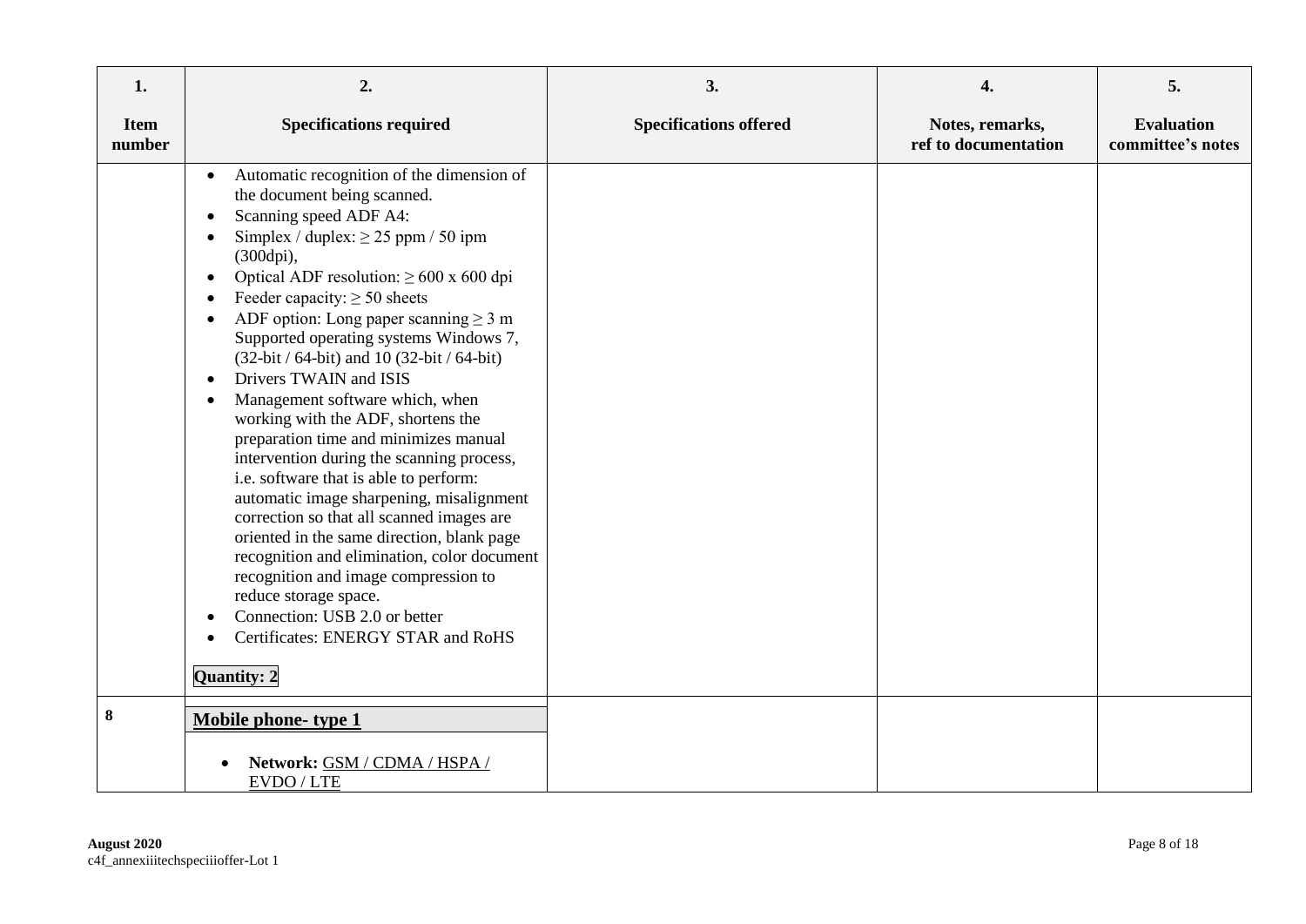| 1.<br><br>Item number | 2.<br><br>Specifications required | 3.<br><br>Specifications offered | 4.<br><br>Notes, remarks, ref to documentation | 5.<br><br>Evaluation committee's notes |
|---|---|---|---|---|
| | • Automatic recognition of the dimension of the document being scanned.<br>• Scanning speed ADF A4:<br>• Simplex / duplex: ≥ 25 ppm / 50 ipm (300dpi),<br>• Optical ADF resolution: ≥ 600 x 600 dpi<br>• Feeder capacity: ≥ 50 sheets<br>• ADF option: Long paper scanning ≥ 3 m Supported operating systems Windows 7, (32-bit / 64-bit) and 10 (32-bit / 64-bit)<br>• Drivers TWAIN and ISIS<br>• Management software which, when working with the ADF, shortens the preparation time and minimizes manual intervention during the scanning process, i.e. software that is able to perform: automatic image sharpening, misalignment correction so that all scanned images are oriented in the same direction, blank page recognition and elimination, color document recognition and image compression to reduce storage space.<br>• Connection: USB 2.0 or better<br>• Certificates: ENERGY STAR and RoHS<br><br>**Quantity: 2** | | | |
| **8** | **Mobile phone- type 1**<br><br>• **Network:** GSM / CDMA / HSPA / EVDO / LTE | | | |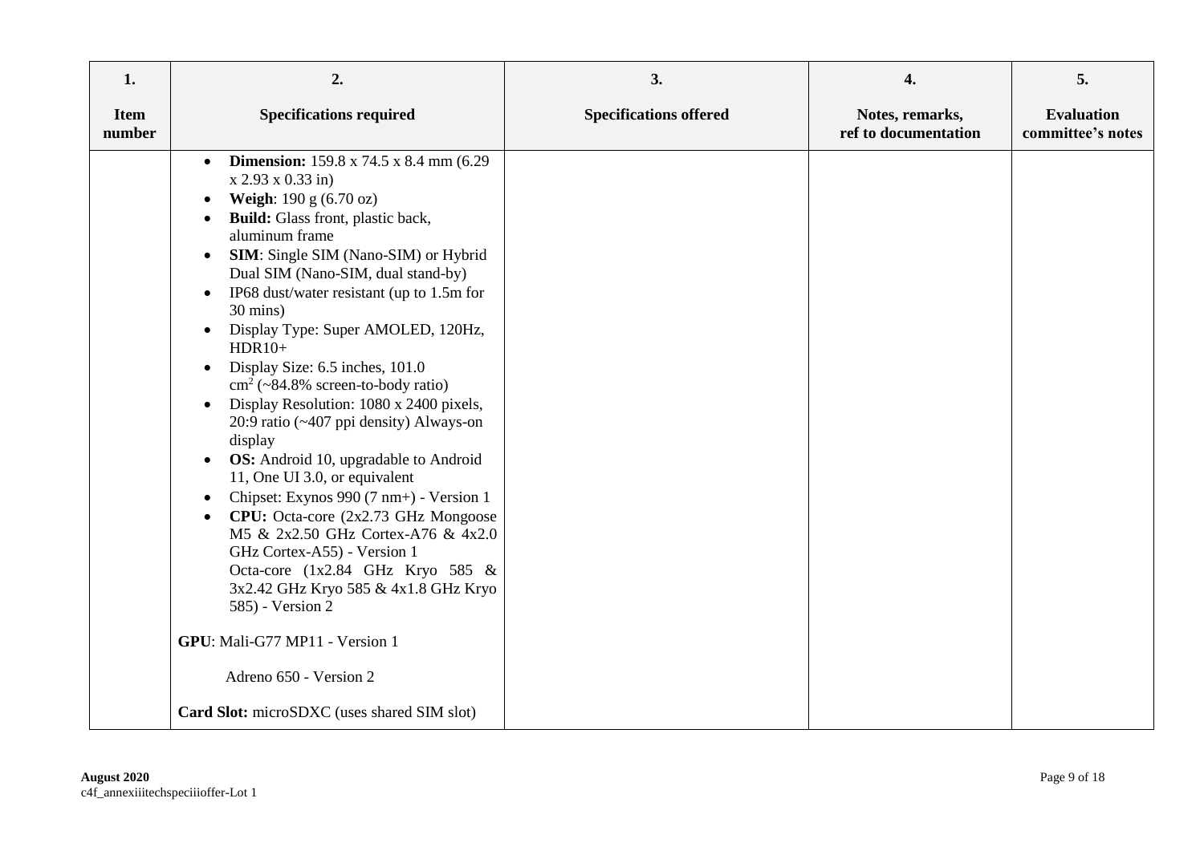| 1.<br><br>Item number | 2.<br><br>Specifications required | 3.<br><br>Specifications offered | 4.<br><br>Notes, remarks, ref to documentation | 5.<br><br>Evaluation committee's notes |
|---|---|---|---|---|
| | • **Dimension:** 159.8 x 74.5 x 8.4 mm (6.29 x 2.93 x 0.33 in)<br>• **Weigh**: 190 g (6.70 oz)<br>• **Build:** Glass front, plastic back, aluminum frame<br>• **SIM**: Single SIM (Nano-SIM) or Hybrid Dual SIM (Nano-SIM, dual stand-by)<br>• IP68 dust/water resistant (up to 1.5m for 30 mins)<br>• Display Type: Super AMOLED, 120Hz, HDR10+<br>• Display Size: 6.5 inches, 101.0 $cm^2$ (~84.8% screen-to-body ratio)<br>• Display Resolution: 1080 x 2400 pixels, 20:9 ratio (~407 ppi density) Always-on display<br>• **OS:** Android 10, upgradable to Android 11, One UI 3.0, or equivalent<br>• Chipset: Exynos 990 (7 nm+) - Version 1<br>• **CPU:** Octa-core (2x2.73 GHz Mongoose M5 & 2x2.50 GHz Cortex-A76 & 4x2.0 GHz Cortex-A55) - Version 1<br>Octa-core (1x2.84 GHz Kryo 585 & 3x2.42 GHz Kryo 585 & 4x1.8 GHz Kryo 585) - Version 2<br><br>**GPU**: Mali-G77 MP11 - Version 1<br><br>Adreno 650 - Version 2<br><br>**Card Slot:** microSDXC (uses shared SIM slot) | | | |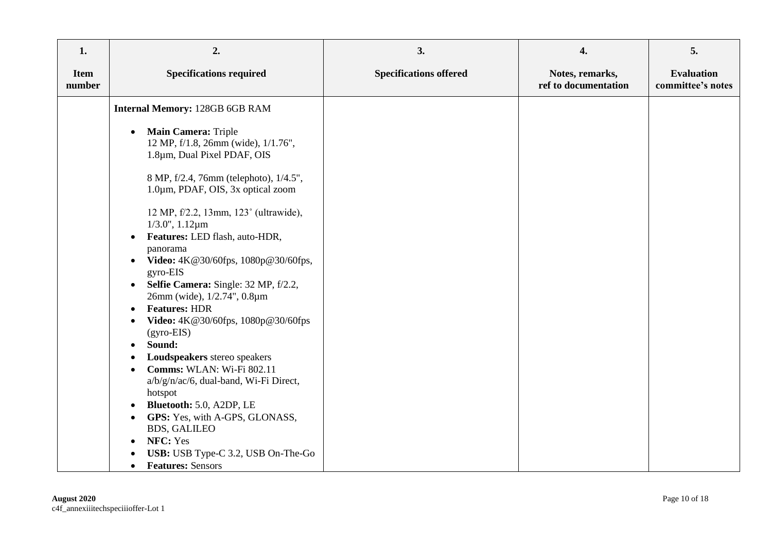| 1.<br><br>Item number | 2.<br><br>Specifications required | 3.<br><br>Specifications offered | 4.<br><br>Notes, remarks, ref to documentation | 5.<br><br>Evaluation committee's notes |
|---|---|---|---|---|
| | **Internal Memory:** 128GB 6GB RAM<br><br>• **Main Camera:** Triple<br>12 MP, f/1.8, 26mm (wide), 1/1.76", 1.8µm, Dual Pixel PDAF, OIS<br><br>8 MP, f/2.4, 76mm (telephoto), 1/4.5", 1.0µm, PDAF, OIS, 3x optical zoom<br><br>12 MP, f/2.2, 13mm, 123˚ (ultrawide), 1/3.0", 1.12µm<br>• **Features:** LED flash, auto-HDR, panorama<br>• **Video:** 4K@30/60fps, 1080p@30/60fps, gyro-EIS<br>• **Selfie Camera:** Single: 32 MP, f/2.2, 26mm (wide), 1/2.74", 0.8µm<br>• **Features:** HDR<br>• **Video:** 4K@30/60fps, 1080p@30/60fps (gyro-EIS)<br>• **Sound:**<br>• **Loudspeakers** stereo speakers<br>• **Comms:** WLAN: Wi-Fi 802.11 a/b/g/n/ac/6, dual-band, Wi-Fi Direct, hotspot<br>• **Bluetooth:** 5.0, A2DP, LE<br>• **GPS:** Yes, with A-GPS, GLONASS, BDS, GALILEO<br>• **NFC:** Yes<br>• **USB:** USB Type-C 3.2, USB On-The-Go<br>• **Features:** Sensors | | | |

**August 2020**
c4f_annexiiitechspeciiioffer-Lot 1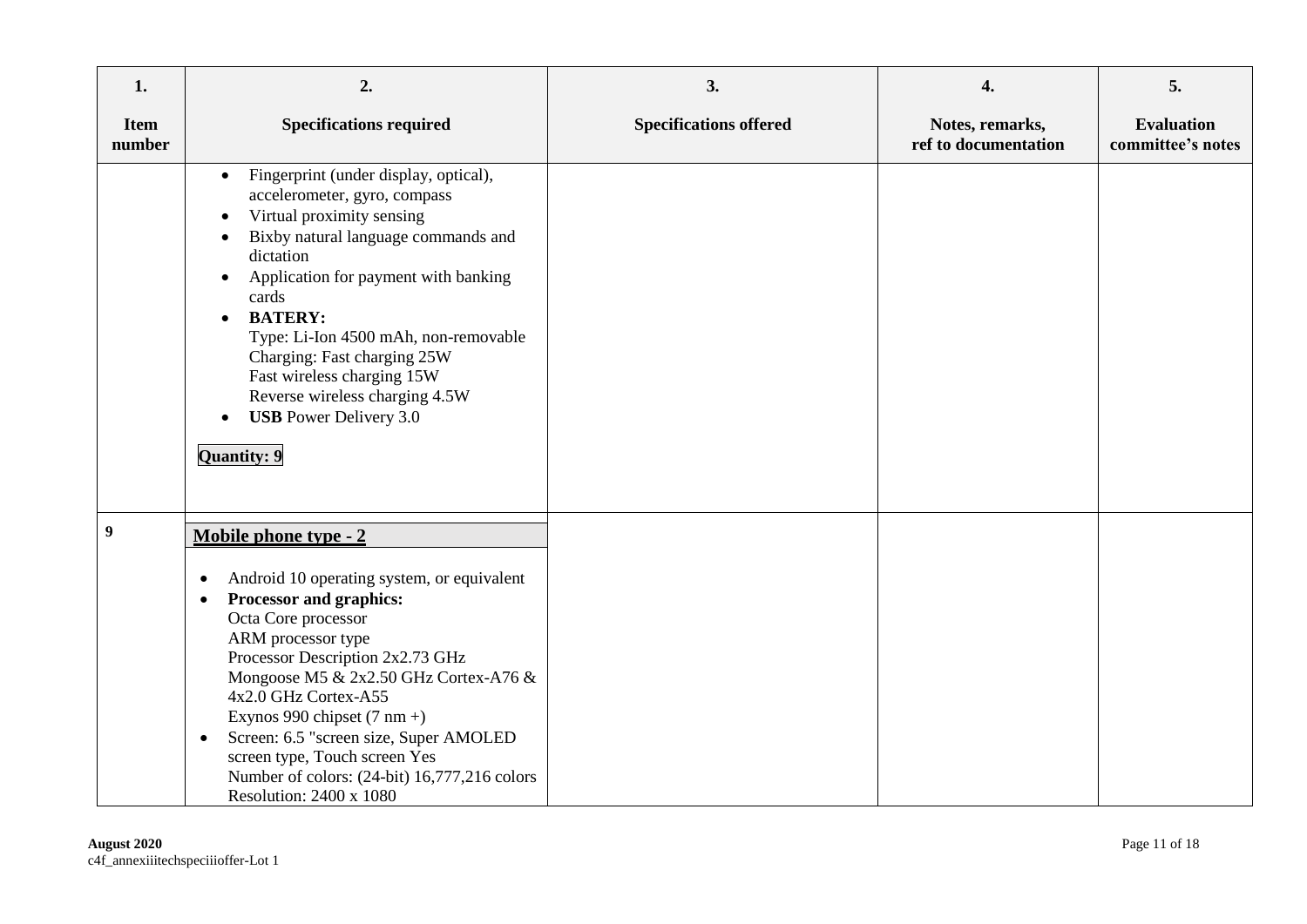| 1.<br><br>Item number | 2.<br><br>Specifications required | 3.<br><br>Specifications offered | 4.<br><br>Notes, remarks, ref to documentation | 5.<br><br>Evaluation committee's notes |
|---|---|---|---|---|
| | • Fingerprint (under display, optical), accelerometer, gyro, compass<br>• Virtual proximity sensing<br>• Bixby natural language commands and dictation<br>• Application for payment with banking cards<br>• **BATERY:**<br>Type: Li-Ion 4500 mAh, non-removable<br>Charging: Fast charging 25W<br>Fast wireless charging 15W<br>Reverse wireless charging 4.5W<br>• **USB** Power Delivery 3.0<br><br>**Quantity: 9** | | | |
| **9** | **Mobile phone type - 2**<br><br>• Android 10 operating system, or equivalent<br>• **Processor and graphics:**<br>Octa Core processor<br>ARM processor type<br>Processor Description 2x2.73 GHz Mongoose M5 & 2x2.50 GHz Cortex-A76 & 4x2.0 GHz Cortex-A55<br>Exynos 990 chipset (7 nm +)<br>• Screen: 6.5 "screen size, Super AMOLED screen type, Touch screen Yes<br>Number of colors: (24-bit) 16,777,216 colors<br>Resolution: 2400 x 1080 | | | |

**August 2020**
c4f_annexiiitechspeciiioffer-Lot 1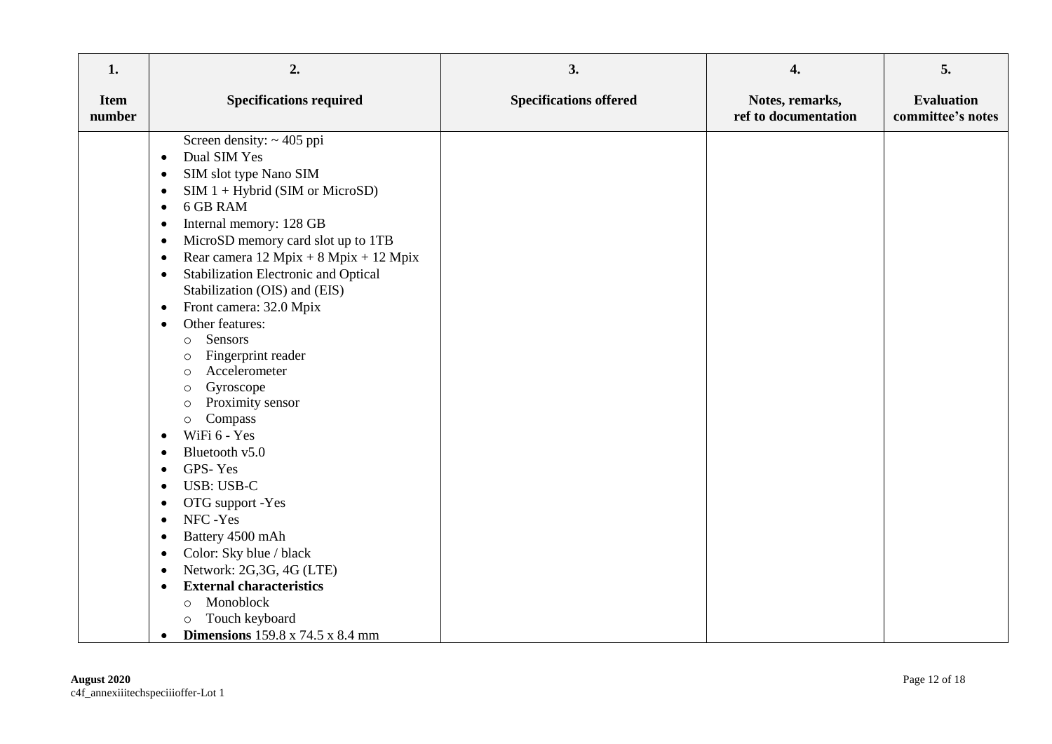| 1. Item number | 2. Specifications required | 3. Specifications offered | 4. Notes, remarks, ref to documentation | 5. Evaluation committee's notes |
|---|---|---|---|---|
| | Screen density: ~ 405 ppi<br>• Dual SIM Yes<br>• SIM slot type Nano SIM<br>• SIM 1 + Hybrid (SIM or MicroSD)<br>• 6 GB RAM<br>• Internal memory: 128 GB<br>• MicroSD memory card slot up to 1TB<br>• Rear camera 12 Mpix + 8 Mpix + 12 Mpix<br>• Stabilization Electronic and Optical Stabilization (OIS) and (EIS)<br>• Front camera: 32.0 Mpix<br>• Other features:<br>  ○ Sensors<br>  ○ Fingerprint reader<br>  ○ Accelerometer<br>  ○ Gyroscope<br>  ○ Proximity sensor<br>  ○ Compass<br>• WiFi 6 - Yes<br>• Bluetooth v5.0<br>• GPS- Yes<br>• USB: USB-C<br>• OTG support -Yes<br>• NFC -Yes<br>• Battery 4500 mAh<br>• Color: Sky blue / black<br>• Network: 2G,3G, 4G (LTE)<br>• **External characteristics**<br>  ○ Monoblock<br>  ○ Touch keyboard<br>• **Dimensions** 159.8 x 74.5 x 8.4 mm | | | |

**August 2020**
c4f_annexiiitechspeciiioffer-Lot 1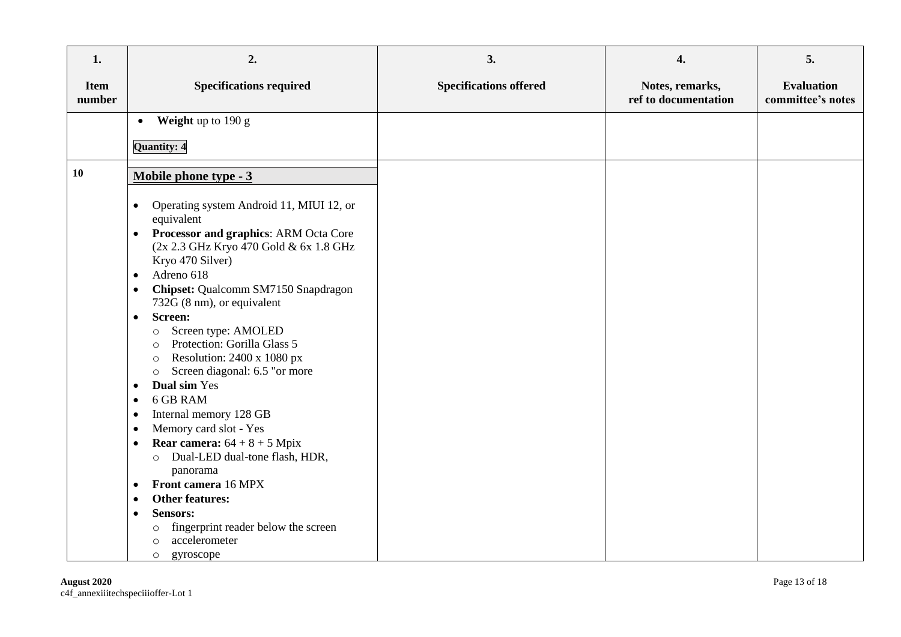| 1. Item number | 2. Specifications required | 3. Specifications offered | 4. Notes, remarks, ref to documentation | 5. Evaluation committee's notes |
|---|---|---|---|---|
| | • **Weight** up to 190 g<br><br>**Quantity: 4** | | | |
| **10** | **Mobile phone type - 3**<br><br>• Operating system Android 11, MIUI 12, or equivalent<br>• **Processor and graphics**: ARM Octa Core (2x 2.3 GHz Kryo 470 Gold & 6x 1.8 GHz Kryo 470 Silver)<br>• Adreno 618<br>• **Chipset:** Qualcomm SM7150 Snapdragon 732G (8 nm), or equivalent<br>• **Screen:**<br>  ○ Screen type: AMOLED<br>  ○ Protection: Gorilla Glass 5<br>  ○ Resolution: 2400 x 1080 px<br>  ○ Screen diagonal: 6.5 "or more<br>• **Dual sim** Yes<br>• 6 GB RAM<br>• Internal memory 128 GB<br>• Memory card slot - Yes<br>• **Rear camera:** 64 + 8 + 5 Mpix<br>  ○ Dual-LED dual-tone flash, HDR, panorama<br>• **Front camera** 16 MPX<br>• **Other features:**<br>• **Sensors:**<br>  ○ fingerprint reader below the screen<br>  ○ accelerometer<br>  ○ gyroscope | | | |

**August 2020**
c4f_annexiiitechspeciioffer-Lot 1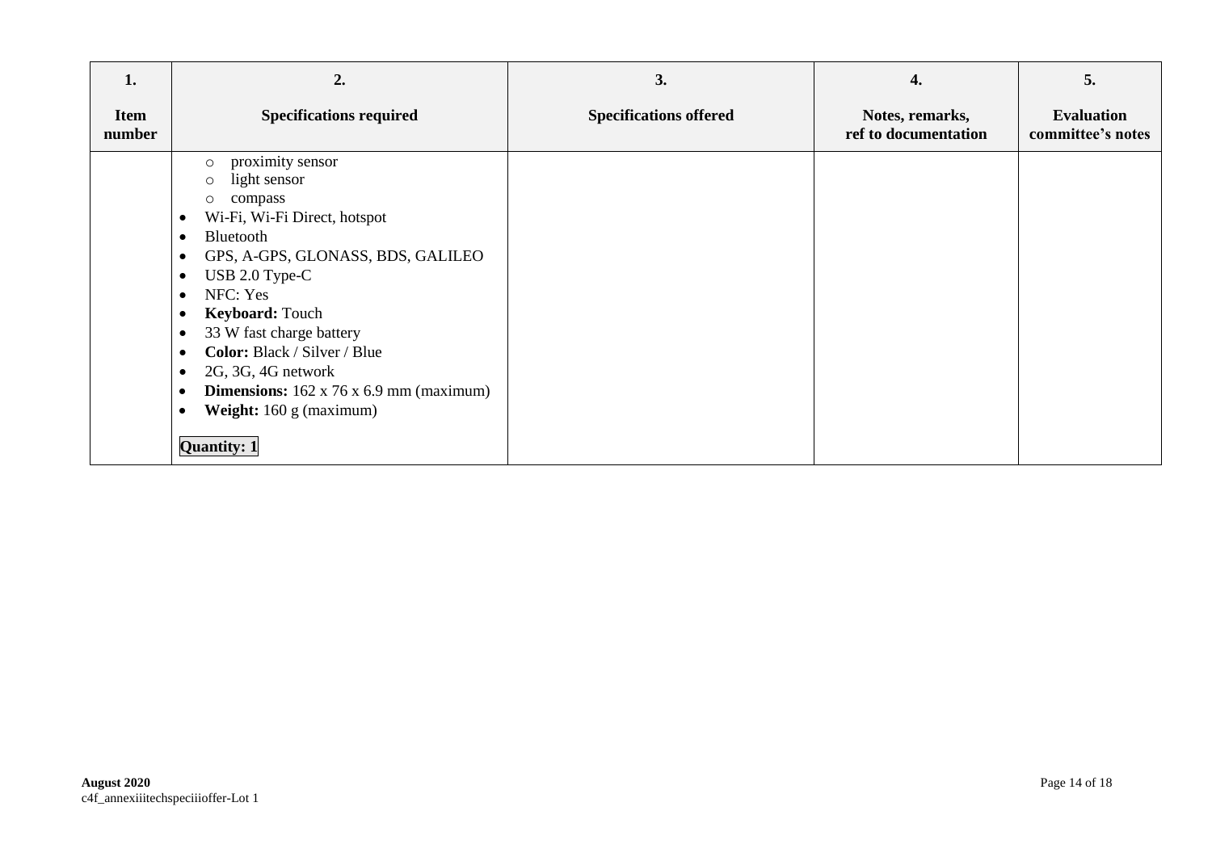| 1.<br><br>Item number | 2.<br><br>Specifications required | 3.<br><br>Specifications offered | 4.<br><br>Notes, remarks, ref to documentation | 5.<br><br>Evaluation committee's notes |
|---|---|---|---|---|
| | ○ proximity sensor<br>○ light sensor<br>○ compass<br>• Wi-Fi, Wi-Fi Direct, hotspot<br>• Bluetooth<br>• GPS, A-GPS, GLONASS, BDS, GALILEO<br>• USB 2.0 Type-C<br>• NFC: Yes<br>• **Keyboard:** Touch<br>• 33 W fast charge battery<br>• **Color:** Black / Silver / Blue<br>• 2G, 3G, 4G network<br>• **Dimensions:** 162 x 76 x 6.9 mm (maximum)<br>• **Weight:** 160 g (maximum)<br><br>**Quantity: 1** | | | |

**August 2020**
c4f_annexiiitechspeciiioffer-Lot 1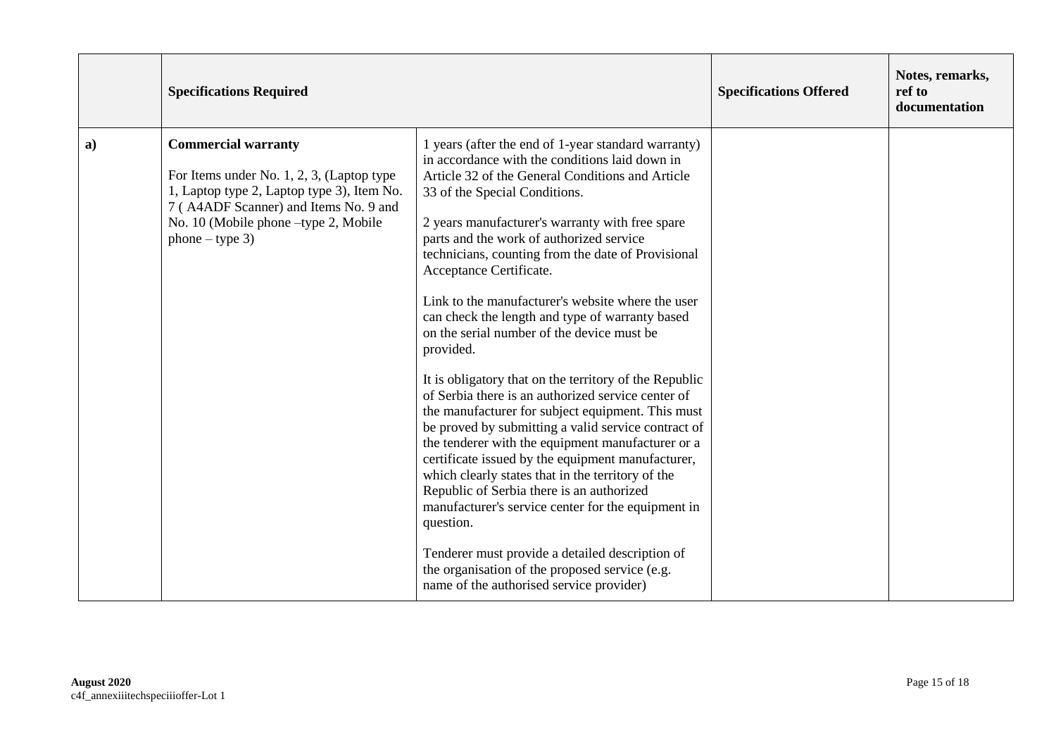| | **Specifications Required** | | **Specifications Offered** | **Notes, remarks, ref to documentation** |
|---|---|---|---|---|
| **a)** | **Commercial warranty**<br><br>For Items under No. 1, 2, 3, (Laptop type 1, Laptop type 2, Laptop type 3), Item No. 7 ( A4ADF Scanner) and Items No. 9 and No. 10 (Mobile phone –type 2, Mobile phone – type 3) | 1 years (after the end of 1-year standard warranty) in accordance with the conditions laid down in Article 32 of the General Conditions and Article 33 of the Special Conditions.<br><br>2 years manufacturer's warranty with free spare parts and the work of authorized service technicians, counting from the date of Provisional Acceptance Certificate.<br><br>Link to the manufacturer's website where the user can check the length and type of warranty based on the serial number of the device must be provided.<br><br>It is obligatory that on the territory of the Republic of Serbia there is an authorized service center of the manufacturer for subject equipment. This must be proved by submitting a valid service contract of the tenderer with the equipment manufacturer or a certificate issued by the equipment manufacturer, which clearly states that in the territory of the Republic of Serbia there is an authorized manufacturer's service center for the equipment in question.<br><br>Tenderer must provide a detailed description of the organisation of the proposed service (e.g. name of the authorised service provider) | | |

**August 2020**
c4f_annexiiitechspeciioffer-Lot 1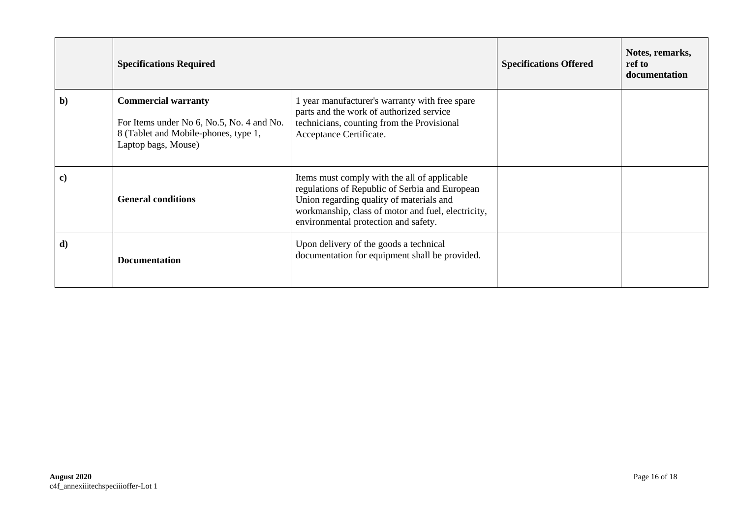| | **Specifications Required** | | **Specifications Offered** | **Notes, remarks, ref to documentation** |
|---|---|---|---|---|
| **b)** | **Commercial warranty**<br>For Items under No 6, No.5, No. 4 and No. 8 (Tablet and Mobile-phones, type 1, Laptop bags, Mouse) | 1 year manufacturer's warranty with free spare parts and the work of authorized service technicians, counting from the Provisional Acceptance Certificate. | | |
| **c)** | **General conditions** | Items must comply with the all of applicable regulations of Republic of Serbia and European Union regarding quality of materials and workmanship, class of motor and fuel, electricity, environmental protection and safety. | | |
| **d)** | **Documentation** | Upon delivery of the goods a technical documentation for equipment shall be provided. | | |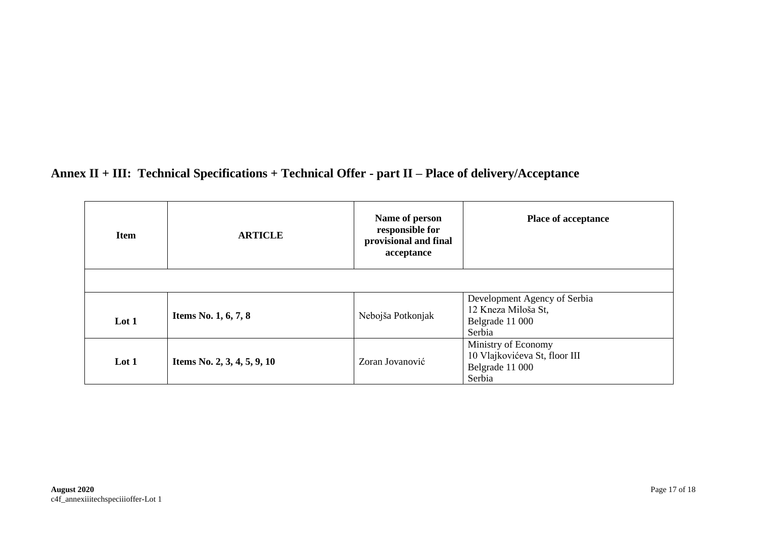## Annex II + III: Technical Specifications + Technical Offer - part II – Place of delivery/Acceptance

| Item | ARTICLE | Name of person responsible for provisional and final acceptance | Place of acceptance |
|---|---|---|---|
| | | | |
| **Lot 1** | **Items No. 1, 6, 7, 8** | Nebojša Potkonjak | Development Agency of Serbia<br>12 Kneza Miloša St,<br>Belgrade 11 000<br>Serbia |
| **Lot 1** | **Items No. 2, 3, 4, 5, 9, 10** | Zoran Jovanović | Ministry of Economy<br>10 Vlajkovićeva St, floor III<br>Belgrade 11 000<br>Serbia |

**August 2020**
c4f_annexiiitechspeciiioffer-Lot 1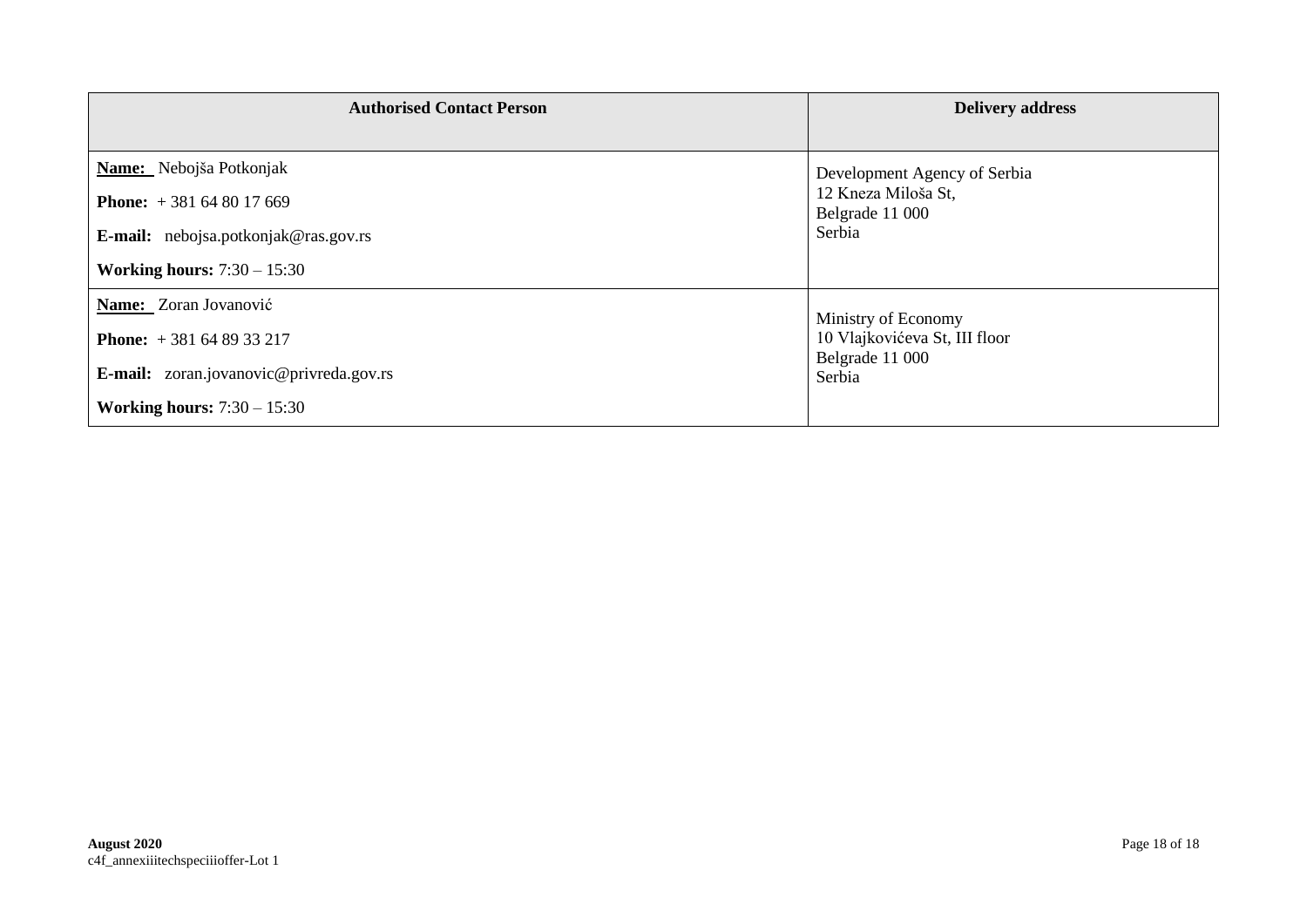| **Authorised Contact Person** | **Delivery address** |
| --- | --- |
| **Name:** Nebojša Potkonjak<br>**Phone:** + 381 64 80 17 669<br>**E-mail:** nebojsa.potkonjak@ras.gov.rs<br>**Working hours:** 7:30 – 15:30 | Development Agency of Serbia<br>12 Kneza Miloša St,<br>Belgrade 11 000<br>Serbia |
| **Name:** Zoran Jovanović<br>**Phone:** + 381 64 89 33 217<br>**E-mail:** zoran.jovanovic@privreda.gov.rs<br>**Working hours:** 7:30 – 15:30 | Ministry of Economy<br>10 Vlajkovićeva St, III floor<br>Belgrade 11 000<br>Serbia |